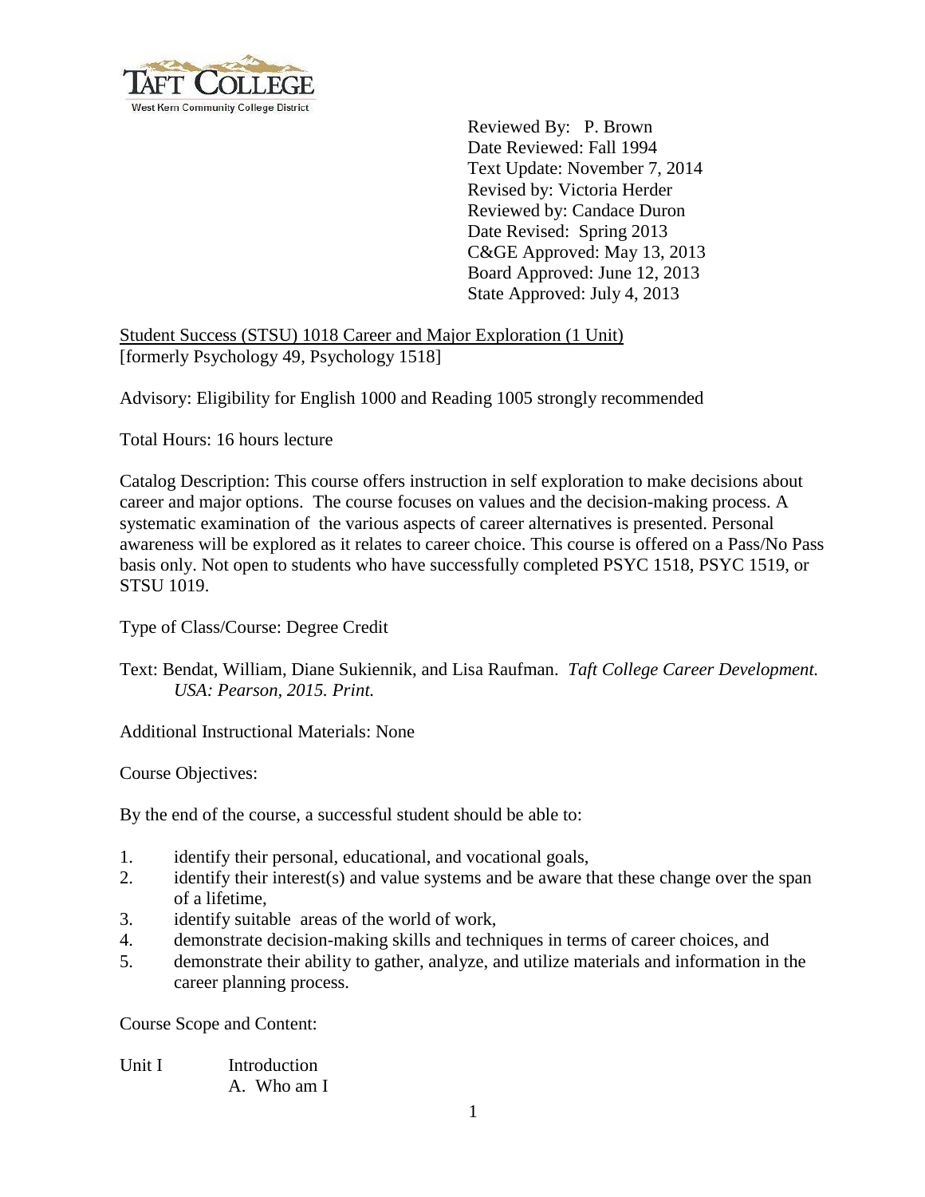Reviewed By: P. Brown
Date Reviewed: Fall 1994
Text Update: November 7, 2014
Revised by: Victoria Herder
Reviewed by: Candace Duron
Date Revised: Spring 2013
C&GE Approved: May 13, 2013
Board Approved: June 12, 2013
State Approved: July 4, 2013

Student Success (STSU) 1018 Career and Major Exploration (1 Unit)
[formerly Psychology 49, Psychology 1518]

Advisory: Eligibility for English 1000 and Reading 1005 strongly recommended

Total Hours: 16 hours lecture

Catalog Description: This course offers instruction in self exploration to make decisions about career and major options. The course focuses on values and the decision-making process. A systematic examination of the various aspects of career alternatives is presented. Personal awareness will be explored as it relates to career choice. This course is offered on a Pass/No Pass basis only. Not open to students who have successfully completed PSYC 1518, PSYC 1519, or STSU 1019.

Type of Class/Course: Degree Credit

Text: Bendat, William, Diane Sukiennik, and Lisa Raufman. *Taft College Career Development. USA: Pearson, 2015. Print.*

Additional Instructional Materials: None

Course Objectives:

By the end of the course, a successful student should be able to:

1. identify their personal, educational, and vocational goals,
2. identify their interest(s) and value systems and be aware that these change over the span of a lifetime,
3. identify suitable areas of the world of work,
4. demonstrate decision-making skills and techniques in terms of career choices, and
5. demonstrate their ability to gather, analyze, and utilize materials and information in the career planning process.

Course Scope and Content:

Unit I Introduction
- A. Who am I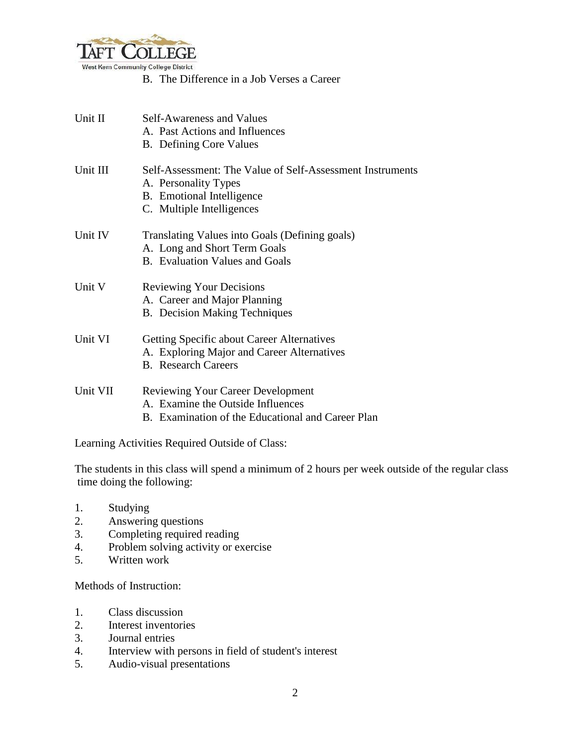B. The Difference in a Job Verses a Career

Unit II — Self-Awareness and Values
- A. Past Actions and Influences
- B. Defining Core Values

Unit III — Self-Assessment: The Value of Self-Assessment Instruments
- A. Personality Types
- B. Emotional Intelligence
- C. Multiple Intelligences

Unit IV — Translating Values into Goals (Defining goals)
- A. Long and Short Term Goals
- B. Evaluation Values and Goals

Unit V — Reviewing Your Decisions
- A. Career and Major Planning
- B. Decision Making Techniques

Unit VI — Getting Specific about Career Alternatives
- A. Exploring Major and Career Alternatives
- B. Research Careers

Unit VII — Reviewing Your Career Development
- A. Examine the Outside Influences
- B. Examination of the Educational and Career Plan

Learning Activities Required Outside of Class:

The students in this class will spend a minimum of 2 hours per week outside of the regular class time doing the following:

1. Studying
2. Answering questions
3. Completing required reading
4. Problem solving activity or exercise
5. Written work

Methods of Instruction:

1. Class discussion
2. Interest inventories
3. Journal entries
4. Interview with persons in field of student's interest
5. Audio-visual presentations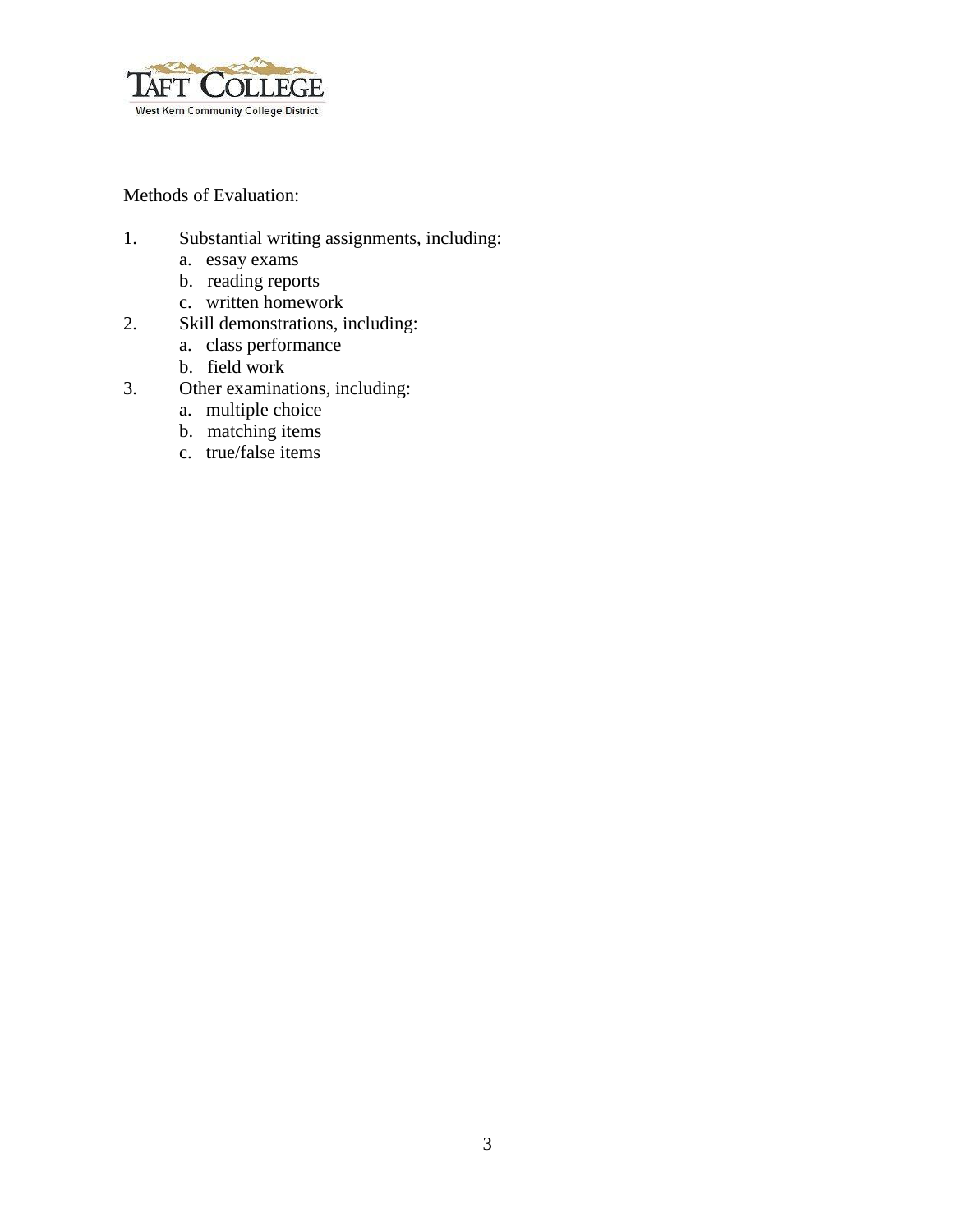Methods of Evaluation:

1. Substantial writing assignments, including:
   a. essay exams
   b. reading reports
   c. written homework
2. Skill demonstrations, including:
   a. class performance
   b. field work
3. Other examinations, including:
   a. multiple choice
   b. matching items
   c. true/false items